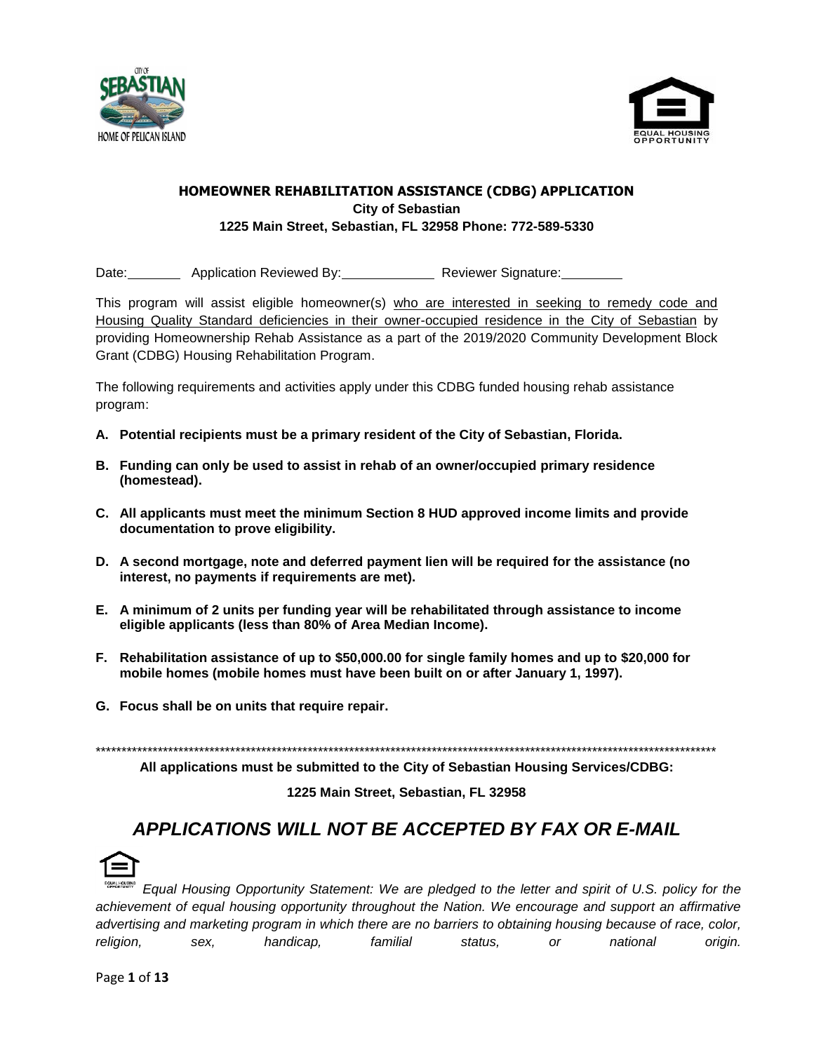## HOMEOWNER REHABILITATION ASSISTANCE (CDBG) APPLICATION

**City of Sebastian**
**1225 Main Street, Sebastian, FL 32958 Phone: 772-589-5330**

Date:________ Application Reviewed By:____________ Reviewer Signature:________

This program will assist eligible homeowner(s) who are interested in seeking to remedy code and Housing Quality Standard deficiencies in their owner-occupied residence in the City of Sebastian by providing Homeownership Rehab Assistance as a part of the 2019/2020 Community Development Block Grant (CDBG) Housing Rehabilitation Program.

The following requirements and activities apply under this CDBG funded housing rehab assistance program:

**A. Potential recipients must be a primary resident of the City of Sebastian, Florida.**

**B. Funding can only be used to assist in rehab of an owner/occupied primary residence (homestead).**

**C. All applicants must meet the minimum Section 8 HUD approved income limits and provide documentation to prove eligibility.**

**D. A second mortgage, note and deferred payment lien will be required for the assistance (no interest, no payments if requirements are met).**

**E. A minimum of 2 units per funding year will be rehabilitated through assistance to income eligible applicants (less than 80% of Area Median Income).**

**F. Rehabilitation assistance of up to $50,000.00 for single family homes and up to $20,000 for mobile homes (mobile homes must have been built on or after January 1, 1997).**

**G. Focus shall be on units that require repair.**

*****************************************************************************************************************************

**All applications must be submitted to the City of Sebastian Housing Services/CDBG:**

**1225 Main Street, Sebastian, FL 32958**

## *APPLICATIONS WILL NOT BE ACCEPTED BY FAX OR E-MAIL*

*Equal Housing Opportunity Statement: We are pledged to the letter and spirit of U.S. policy for the achievement of equal housing opportunity throughout the Nation. We encourage and support an affirmative advertising and marketing program in which there are no barriers to obtaining housing because of race, color, religion, sex, handicap, familial status, or national origin.*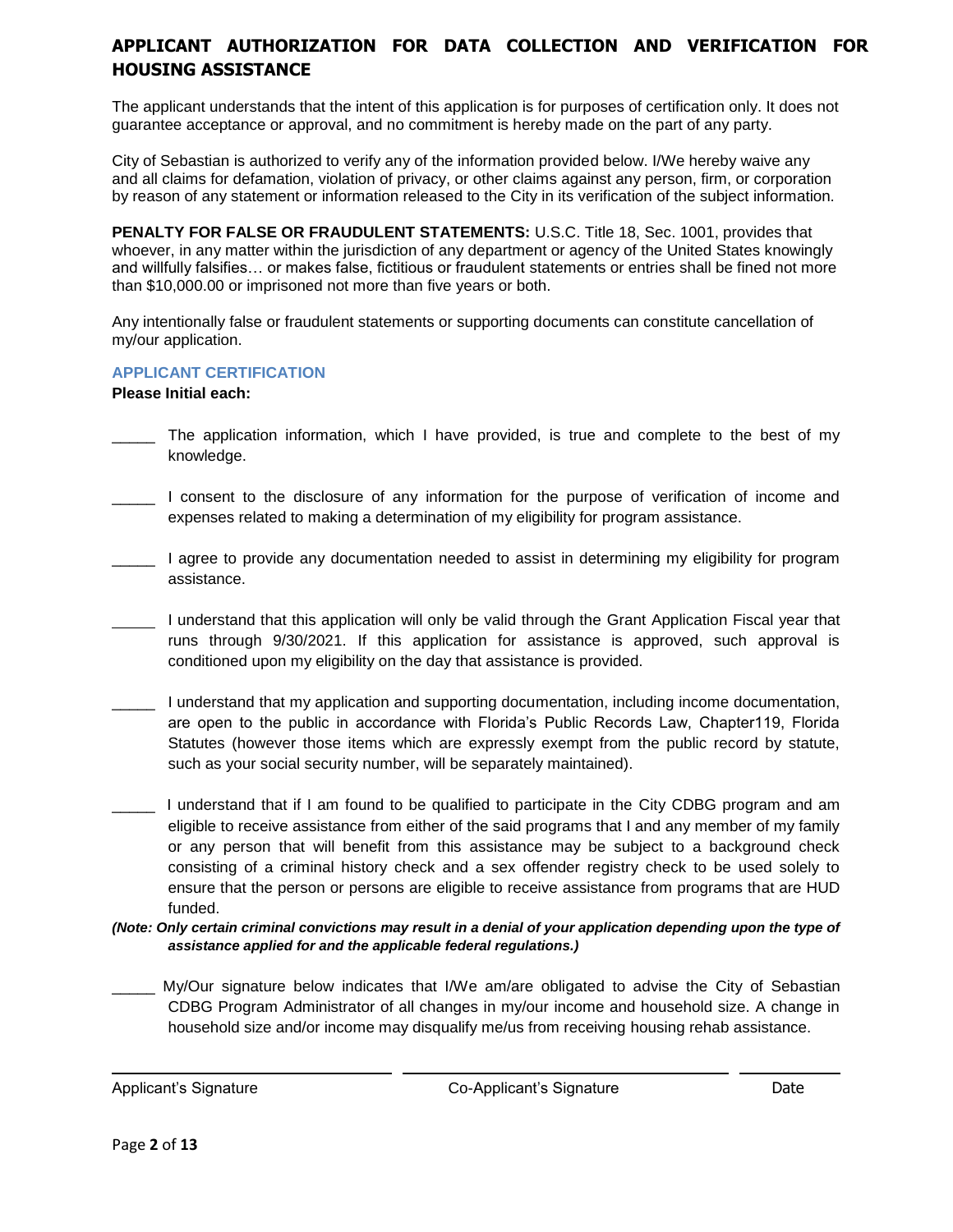# APPLICANT AUTHORIZATION FOR DATA COLLECTION AND VERIFICATION FOR HOUSING ASSISTANCE

The applicant understands that the intent of this application is for purposes of certification only. It does not guarantee acceptance or approval, and no commitment is hereby made on the part of any party.

City of Sebastian is authorized to verify any of the information provided below. I/We hereby waive any and all claims for defamation, violation of privacy, or other claims against any person, firm, or corporation by reason of any statement or information released to the City in its verification of the subject information.

**PENALTY FOR FALSE OR FRAUDULENT STATEMENTS:** U.S.C. Title 18, Sec. 1001, provides that whoever, in any matter within the jurisdiction of any department or agency of the United States knowingly and willfully falsifies… or makes false, fictitious or fraudulent statements or entries shall be fined not more than $10,000.00 or imprisoned not more than five years or both.

Any intentionally false or fraudulent statements or supporting documents can constitute cancellation of my/our application.

## APPLICANT CERTIFICATION

**Please Initial each:**

_____ The application information, which I have provided, is true and complete to the best of my knowledge.

_____ I consent to the disclosure of any information for the purpose of verification of income and expenses related to making a determination of my eligibility for program assistance.

_____ I agree to provide any documentation needed to assist in determining my eligibility for program assistance.

_____ I understand that this application will only be valid through the Grant Application Fiscal year that runs through 9/30/2021. If this application for assistance is approved, such approval is conditioned upon my eligibility on the day that assistance is provided.

_____ I understand that my application and supporting documentation, including income documentation, are open to the public in accordance with Florida's Public Records Law, Chapter119, Florida Statutes (however those items which are expressly exempt from the public record by statute, such as your social security number, will be separately maintained).

_____ I understand that if I am found to be qualified to participate in the City CDBG program and am eligible to receive assistance from either of the said programs that I and any member of my family or any person that will benefit from this assistance may be subject to a background check consisting of a criminal history check and a sex offender registry check to be used solely to ensure that the person or persons are eligible to receive assistance from programs that are HUD funded.

***(Note: Only certain criminal convictions may result in a denial of your application depending upon the type of assistance applied for and the applicable federal regulations.)***

_____ My/Our signature below indicates that I/We am/are obligated to advise the City of Sebastian CDBG Program Administrator of all changes in my/our income and household size. A change in household size and/or income may disqualify me/us from receiving housing rehab assistance.

| ______________________ | ______________________ | __________ |
|---|---|---|
| Applicant's Signature | Co-Applicant's Signature | Date |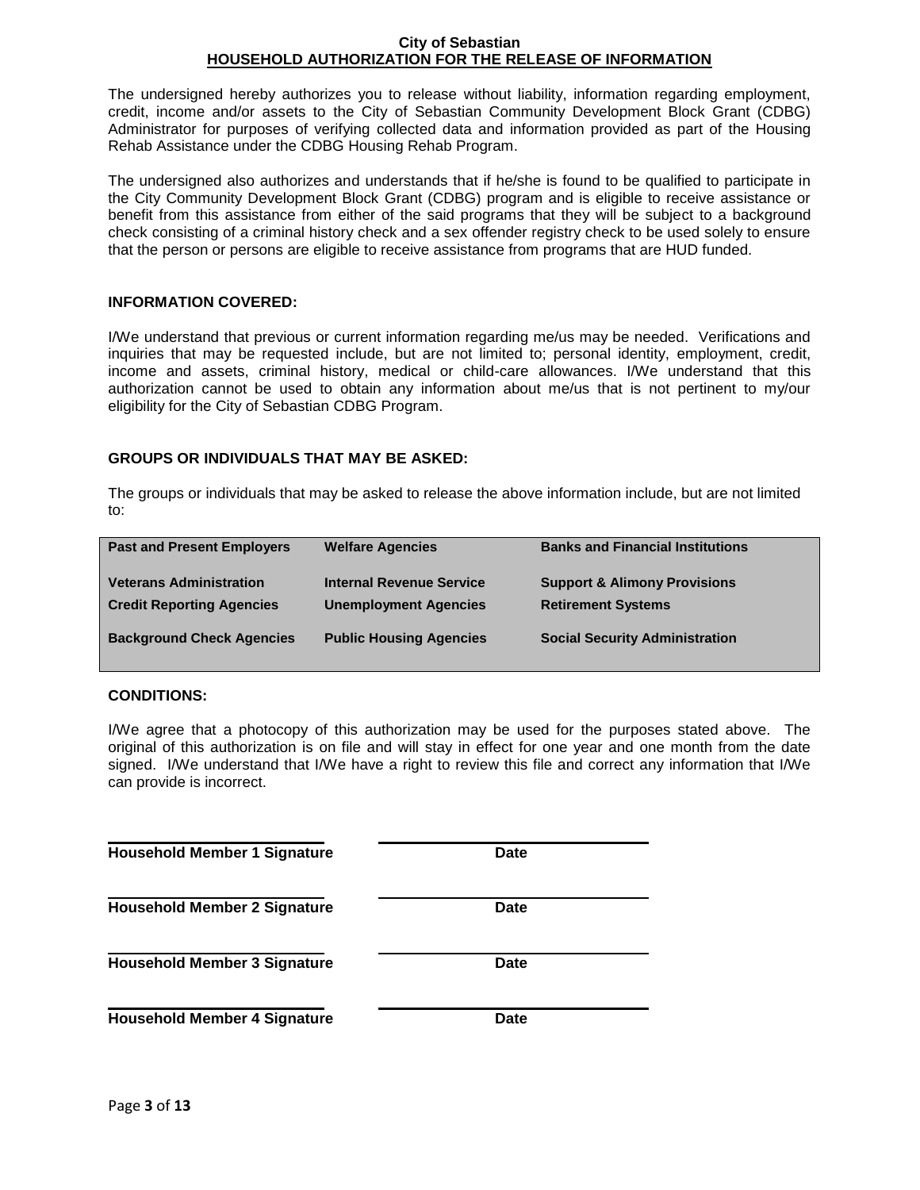**City of Sebastian**

**HOUSEHOLD AUTHORIZATION FOR THE RELEASE OF INFORMATION**

The undersigned hereby authorizes you to release without liability, information regarding employment, credit, income and/or assets to the City of Sebastian Community Development Block Grant (CDBG) Administrator for purposes of verifying collected data and information provided as part of the Housing Rehab Assistance under the CDBG Housing Rehab Program.

The undersigned also authorizes and understands that if he/she is found to be qualified to participate in the City Community Development Block Grant (CDBG) program and is eligible to receive assistance or benefit from this assistance from either of the said programs that they will be subject to a background check consisting of a criminal history check and a sex offender registry check to be used solely to ensure that the person or persons are eligible to receive assistance from programs that are HUD funded.

**INFORMATION COVERED:**

I/We understand that previous or current information regarding me/us may be needed. Verifications and inquiries that may be requested include, but are not limited to; personal identity, employment, credit, income and assets, criminal history, medical or child-care allowances. I/We understand that this authorization cannot be used to obtain any information about me/us that is not pertinent to my/our eligibility for the City of Sebastian CDBG Program.

**GROUPS OR INDIVIDUALS THAT MAY BE ASKED:**

The groups or individuals that may be asked to release the above information include, but are not limited to:

| | | |
|---|---|---|
| **Past and Present Employers** | **Welfare Agencies** | **Banks and Financial Institutions** |
| **Veterans Administration** | **Internal Revenue Service** | **Support & Alimony Provisions** |
| **Credit Reporting Agencies** | **Unemployment Agencies** | **Retirement Systems** |
| **Background Check Agencies** | **Public Housing Agencies** | **Social Security Administration** |

**CONDITIONS:**

I/We agree that a photocopy of this authorization may be used for the purposes stated above. The original of this authorization is on file and will stay in effect for one year and one month from the date signed. I/We understand that I/We have a right to review this file and correct any information that I/We can provide is incorrect.

| | |
|---|---|
| **Household Member 1 Signature** | **Date** |
| **Household Member 2 Signature** | **Date** |
| **Household Member 3 Signature** | **Date** |
| **Household Member 4 Signature** | **Date** |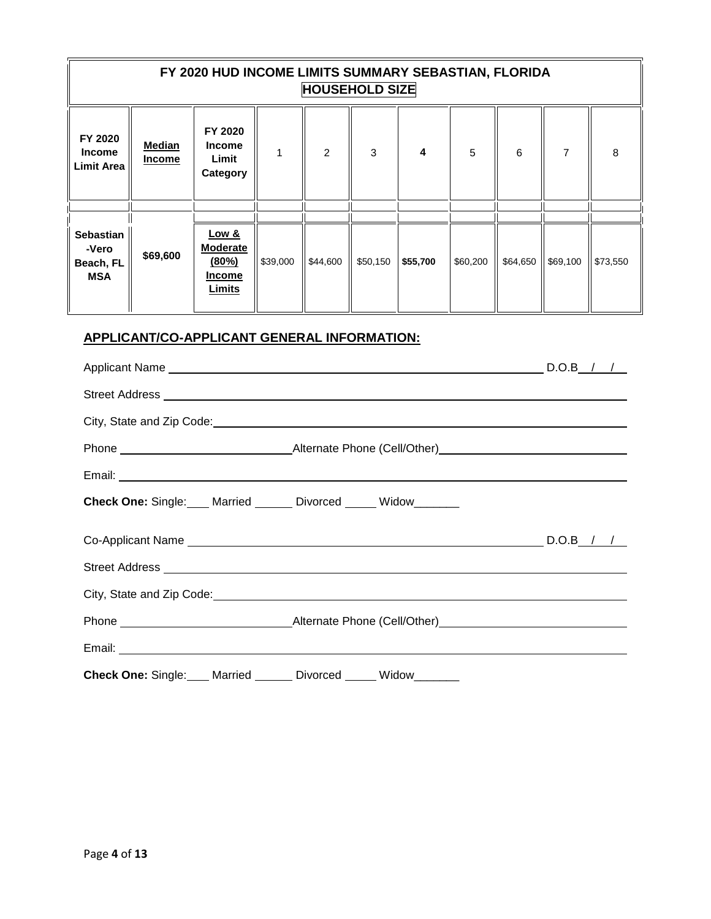| FY 2020 HUD INCOME LIMITS SUMMARY SEBASTIAN, FLORIDA **HOUSEHOLD SIZE** | | | | | | | | | | | |
|---|---|---|---|---|---|---|---|---|---|---|---|
| **FY 2020 Income Limit Area** | **Median Income** | **FY 2020 Income Limit Category** | 1 | 2 | 3 | **4** | 5 | 6 | 7 | 8 |
| | | | | | | | | | | |
| **Sebastian -Vero Beach, FL MSA** | **$69,600** | **Low & Moderate (80%) Income Limits** | $39,000 | $44,600 | $50,150 | **$55,700** | $60,200 | $64,650 | $69,100 | $73,550 |

## APPLICANT/CO-APPLICANT GENERAL INFORMATION:

Applicant Name ______________________________________________ D.O.B __/__/__

Street Address ______________________________________________

City, State and Zip Code: ______________________________________________

Phone ______________________ Alternate Phone (Cell/Other) ______________________

Email: ______________________________________________

**Check One:** Single:___ Married ______ Divorced _____ Widow_______

Co-Applicant Name ______________________________________________ D.O.B __/__/__

Street Address ______________________________________________

City, State and Zip Code: ______________________________________________

Phone ______________________ Alternate Phone (Cell/Other) ______________________

Email: ______________________________________________

**Check One:** Single:___ Married ______ Divorced _____ Widow_______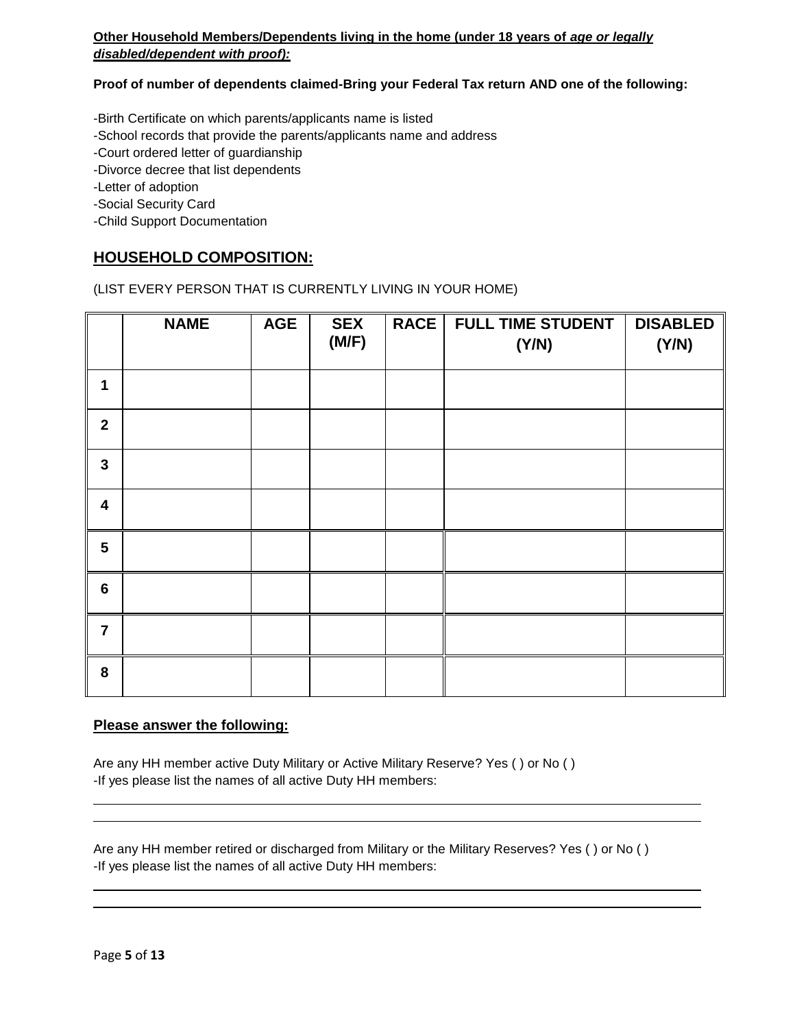**Other Household Members/Dependents living in the home (under 18 years of *age or legally disabled/dependent with proof):***

**Proof of number of dependents claimed-Bring your Federal Tax return AND one of the following:**

-Birth Certificate on which parents/applicants name is listed
-School records that provide the parents/applicants name and address
-Court ordered letter of guardianship
-Divorce decree that list dependents
-Letter of adoption
-Social Security Card
-Child Support Documentation

## HOUSEHOLD COMPOSITION:

(LIST EVERY PERSON THAT IS CURRENTLY LIVING IN YOUR HOME)

| | NAME | AGE | SEX (M/F) | RACE | FULL TIME STUDENT (Y/N) | DISABLED (Y/N) |
|---|---|---|---|---|---|---|
| 1 | | | | | | |
| 2 | | | | | | |
| 3 | | | | | | |
| 4 | | | | | | |
| 5 | | | | | | |
| 6 | | | | | | |
| 7 | | | | | | |
| 8 | | | | | | |

**Please answer the following:**

Are any HH member active Duty Military or Active Military Reserve? Yes ( ) or No ( )
-If yes please list the names of all active Duty HH members:

_______________________________________________________________________________

_______________________________________________________________________________

Are any HH member retired or discharged from Military or the Military Reserves? Yes ( ) or No ( )
-If yes please list the names of all active Duty HH members:

_______________________________________________________________________________

_______________________________________________________________________________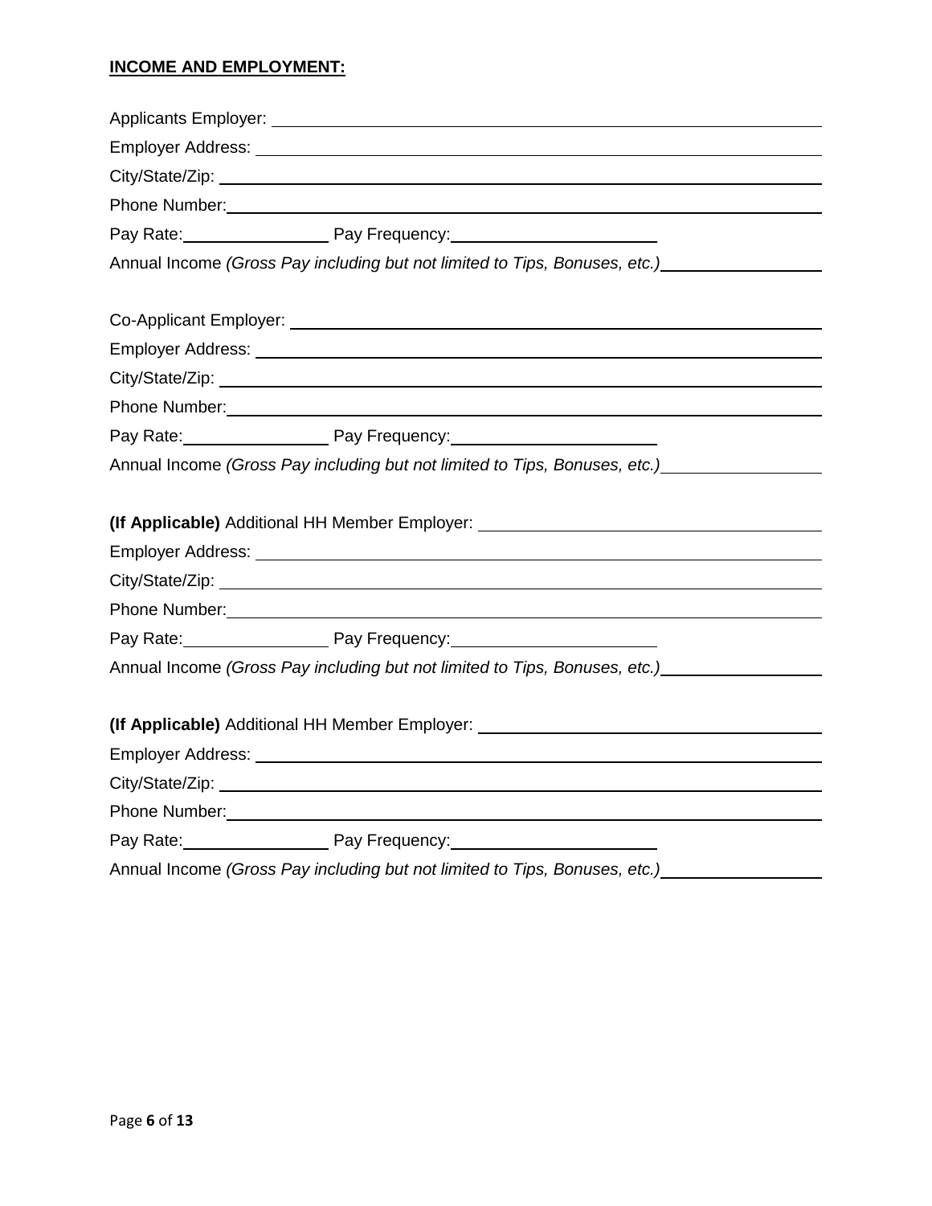**INCOME AND EMPLOYMENT:**

Applicants Employer: ____________________________________________

Employer Address: ____________________________________________

City/State/Zip: ____________________________________________

Phone Number: ____________________________________________

Pay Rate: ________________ Pay Frequency: ______________________

Annual Income *(Gross Pay including but not limited to Tips, Bonuses, etc.)* ________________

Co-Applicant Employer: ____________________________________________

Employer Address: ____________________________________________

City/State/Zip: ____________________________________________

Phone Number: ____________________________________________

Pay Rate: ________________ Pay Frequency: ______________________

Annual Income *(Gross Pay including but not limited to Tips, Bonuses, etc.)* ________________

**(If Applicable)** Additional HH Member Employer: ____________________________________

Employer Address: ____________________________________________

City/State/Zip: ____________________________________________

Phone Number: ____________________________________________

Pay Rate: ________________ Pay Frequency: ______________________

Annual Income *(Gross Pay including but not limited to Tips, Bonuses, etc.)* ________________

**(If Applicable)** Additional HH Member Employer: ____________________________________

Employer Address: ____________________________________________

City/State/Zip: ____________________________________________

Phone Number: ____________________________________________

Pay Rate: ________________ Pay Frequency: ______________________

Annual Income *(Gross Pay including but not limited to Tips, Bonuses, etc.)* ________________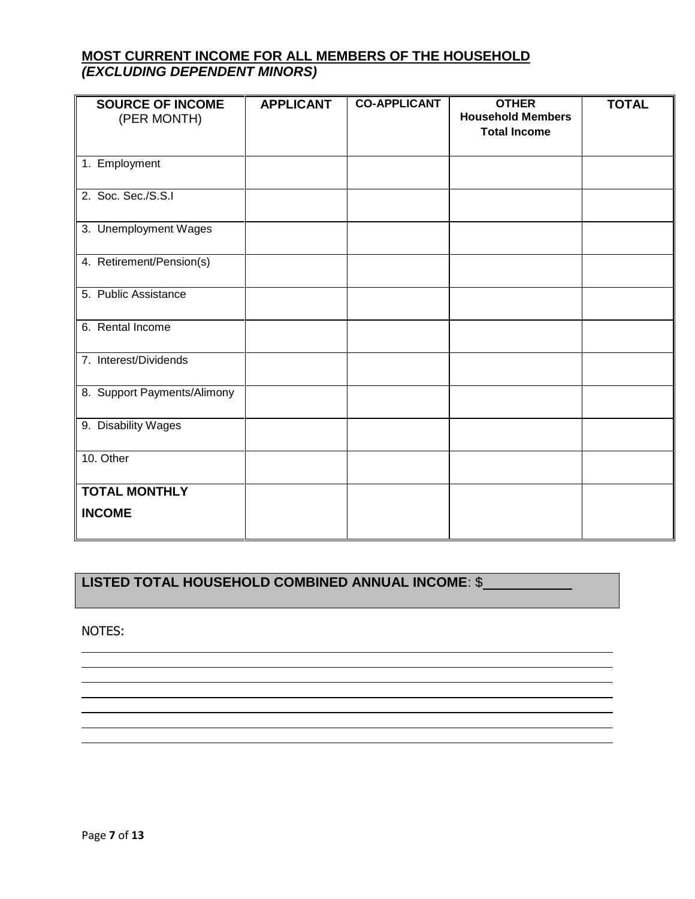## **MOST CURRENT INCOME FOR ALL MEMBERS OF THE HOUSEHOLD**
***(EXCLUDING DEPENDENT MINORS)***

| **SOURCE OF INCOME** (PER MONTH) | **APPLICANT** | **CO-APPLICANT** | **OTHER Household Members Total Income** | **TOTAL** |
|---|---|---|---|---|
| 1. Employment | | | | |
| 2. Soc. Sec./S.S.I | | | | |
| 3. Unemployment Wages | | | | |
| 4. Retirement/Pension(s) | | | | |
| 5. Public Assistance | | | | |
| 6. Rental Income | | | | |
| 7. Interest/Dividends | | | | |
| 8. Support Payments/Alimony | | | | |
| 9. Disability Wages | | | | |
| 10. Other | | | | |
| **TOTAL MONTHLY INCOME** | | | | |

**LISTED TOTAL HOUSEHOLD COMBINED ANNUAL INCOME**: $\_\_\_\_\_\_\_\_\_\_\_\_

NOTES:

\_\_\_\_\_\_\_\_\_\_\_\_\_\_\_\_\_\_\_\_\_\_\_\_\_\_\_\_\_\_\_\_\_\_\_\_\_\_\_\_\_\_\_\_\_\_\_\_\_\_\_\_\_\_\_\_\_\_\_\_\_\_\_\_\_\_\_\_\_\_\_\_\_\_\_\_

\_\_\_\_\_\_\_\_\_\_\_\_\_\_\_\_\_\_\_\_\_\_\_\_\_\_\_\_\_\_\_\_\_\_\_\_\_\_\_\_\_\_\_\_\_\_\_\_\_\_\_\_\_\_\_\_\_\_\_\_\_\_\_\_\_\_\_\_\_\_\_\_\_\_\_\_

\_\_\_\_\_\_\_\_\_\_\_\_\_\_\_\_\_\_\_\_\_\_\_\_\_\_\_\_\_\_\_\_\_\_\_\_\_\_\_\_\_\_\_\_\_\_\_\_\_\_\_\_\_\_\_\_\_\_\_\_\_\_\_\_\_\_\_\_\_\_\_\_\_\_\_\_

\_\_\_\_\_\_\_\_\_\_\_\_\_\_\_\_\_\_\_\_\_\_\_\_\_\_\_\_\_\_\_\_\_\_\_\_\_\_\_\_\_\_\_\_\_\_\_\_\_\_\_\_\_\_\_\_\_\_\_\_\_\_\_\_\_\_\_\_\_\_\_\_\_\_\_\_

\_\_\_\_\_\_\_\_\_\_\_\_\_\_\_\_\_\_\_\_\_\_\_\_\_\_\_\_\_\_\_\_\_\_\_\_\_\_\_\_\_\_\_\_\_\_\_\_\_\_\_\_\_\_\_\_\_\_\_\_\_\_\_\_\_\_\_\_\_\_\_\_\_\_\_\_

\_\_\_\_\_\_\_\_\_\_\_\_\_\_\_\_\_\_\_\_\_\_\_\_\_\_\_\_\_\_\_\_\_\_\_\_\_\_\_\_\_\_\_\_\_\_\_\_\_\_\_\_\_\_\_\_\_\_\_\_\_\_\_\_\_\_\_\_\_\_\_\_\_\_\_\_

\_\_\_\_\_\_\_\_\_\_\_\_\_\_\_\_\_\_\_\_\_\_\_\_\_\_\_\_\_\_\_\_\_\_\_\_\_\_\_\_\_\_\_\_\_\_\_\_\_\_\_\_\_\_\_\_\_\_\_\_\_\_\_\_\_\_\_\_\_\_\_\_\_\_\_\_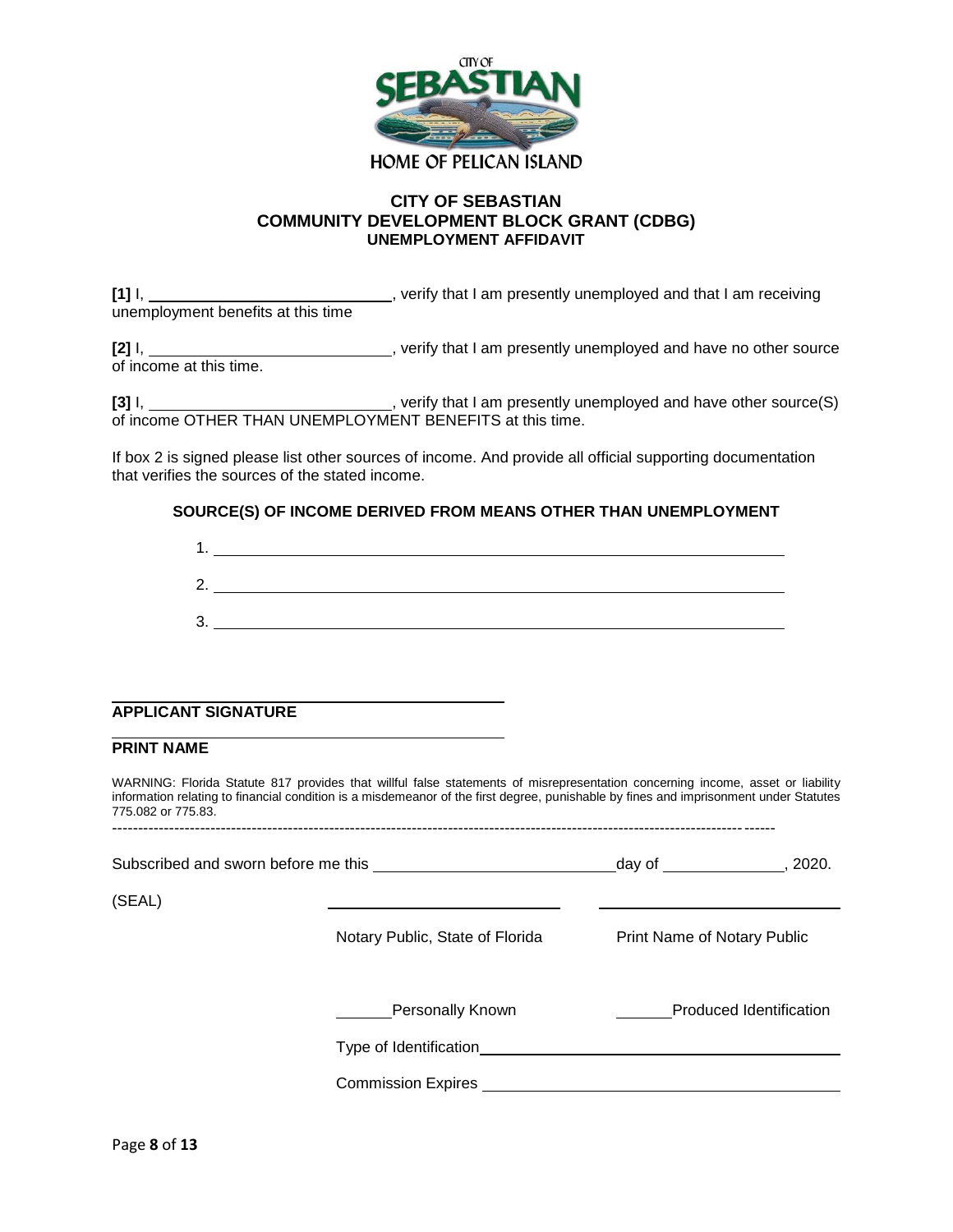# CITY OF SEBASTIAN
## COMMUNITY DEVELOPMENT BLOCK GRANT (CDBG)
### UNEMPLOYMENT AFFIDAVIT

**[1]** I, ____________________________, verify that I am presently unemployed and that I am receiving unemployment benefits at this time

**[2]** I, ____________________________, verify that I am presently unemployed and have no other source of income at this time.

**[3]** I, ____________________________, verify that I am presently unemployed and have other source(S) of income OTHER THAN UNEMPLOYMENT BENEFITS at this time.

If box 2 is signed please list other sources of income. And provide all official supporting documentation that verifies the sources of the stated income.

**SOURCE(S) OF INCOME DERIVED FROM MEANS OTHER THAN UNEMPLOYMENT**

1. ____________________________________________________________
2. ____________________________________________________________
3. ____________________________________________________________

______________________________________
**APPLICANT SIGNATURE**

______________________________________
**PRINT NAME**

WARNING: Florida Statute 817 provides that willful false statements of misrepresentation concerning income, asset or liability information relating to financial condition is a misdemeanor of the first degree, punishable by fines and imprisonment under Statutes 775.082 or 775.83.

---

Subscribed and sworn before me this ____________________________day of ______________, 2020.

(SEAL)

____________________________ ____________________________

Notary Public, State of Florida Print Name of Notary Public

______Personally Known ______Produced Identification

Type of Identification______________________________________

Commission Expires ______________________________________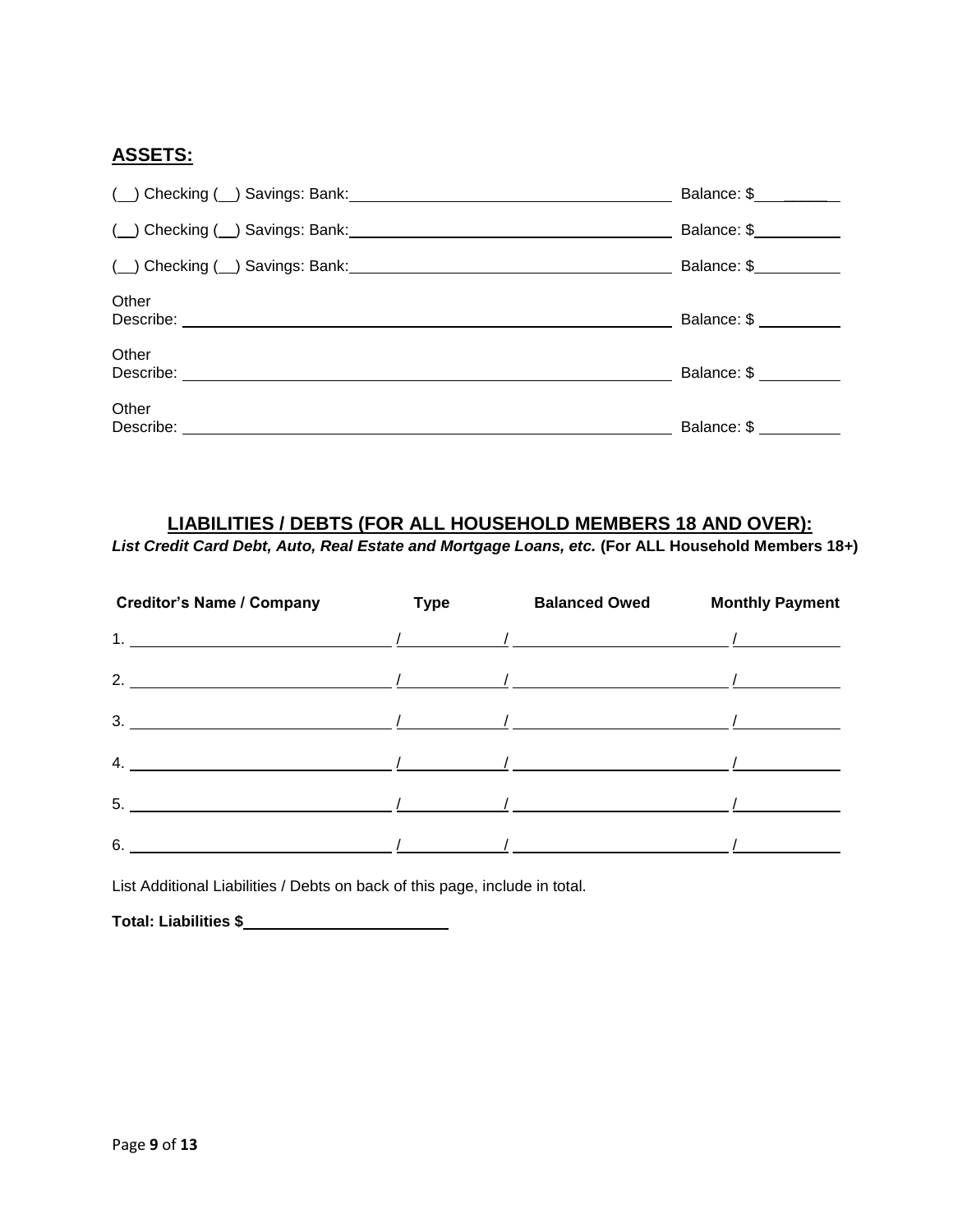## ASSETS:

(\_\_) Checking (\_\_) Savings: Bank:\_\_\_\_\_\_\_\_\_\_\_\_\_\_\_\_\_\_\_\_\_\_\_\_\_\_\_\_\_\_ Balance: $\_\_\_\_\_\_\_\_\_\_

(\_\_) Checking (\_\_) Savings: Bank:\_\_\_\_\_\_\_\_\_\_\_\_\_\_\_\_\_\_\_\_\_\_\_\_\_\_\_\_\_\_ Balance: $\_\_\_\_\_\_\_\_\_\_

(\_\_) Checking (\_\_) Savings: Bank:\_\_\_\_\_\_\_\_\_\_\_\_\_\_\_\_\_\_\_\_\_\_\_\_\_\_\_\_\_\_ Balance: $\_\_\_\_\_\_\_\_\_\_

Other
Describe: \_\_\_\_\_\_\_\_\_\_\_\_\_\_\_\_\_\_\_\_\_\_\_\_\_\_\_\_\_\_\_\_\_\_\_\_\_\_\_\_\_\_\_\_ Balance: $ \_\_\_\_\_\_\_\_\_\_

Other
Describe: \_\_\_\_\_\_\_\_\_\_\_\_\_\_\_\_\_\_\_\_\_\_\_\_\_\_\_\_\_\_\_\_\_\_\_\_\_\_\_\_\_\_\_\_ Balance: $ \_\_\_\_\_\_\_\_\_\_

Other
Describe: \_\_\_\_\_\_\_\_\_\_\_\_\_\_\_\_\_\_\_\_\_\_\_\_\_\_\_\_\_\_\_\_\_\_\_\_\_\_\_\_\_\_\_\_ Balance: $ \_\_\_\_\_\_\_\_\_\_

## LIABILITIES / DEBTS (FOR ALL HOUSEHOLD MEMBERS 18 AND OVER):

***List Credit Card Debt, Auto, Real Estate and Mortgage Loans, etc.*** **(For ALL Household Members 18+)**

| Creditor's Name / Company | Type | Balanced Owed | Monthly Payment |
|---|---|---|---|
| 1. | | | |
| 2. | | | |
| 3. | | | |
| 4. | | | |
| 5. | | | |
| 6. | | | |

List Additional Liabilities / Debts on back of this page, include in total.

**Total: Liabilities $**\_\_\_\_\_\_\_\_\_\_\_\_\_\_\_\_\_\_\_\_\_\_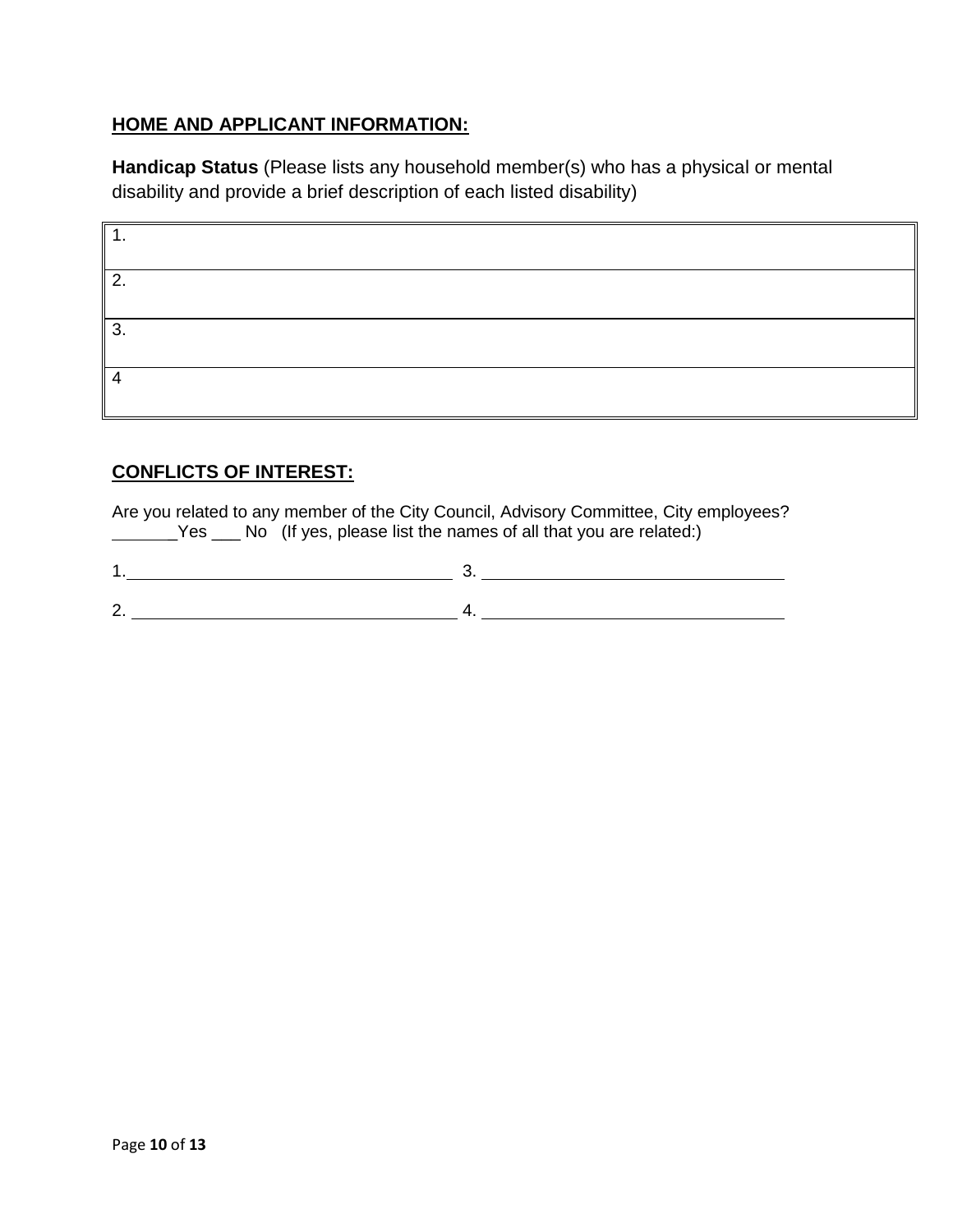## HOME AND APPLICANT INFORMATION:

**Handicap Status** (Please lists any household member(s) who has a physical or mental disability and provide a brief description of each listed disability)

| 1. |
|---|
| 2. |
| 3. |
| 4 |

## CONFLICTS OF INTEREST:

Are you related to any member of the City Council, Advisory Committee, City employees?
_______Yes ___ No (If yes, please list the names of all that you are related:)

1.________________________________ 3. ________________________________

2. ________________________________ 4. ________________________________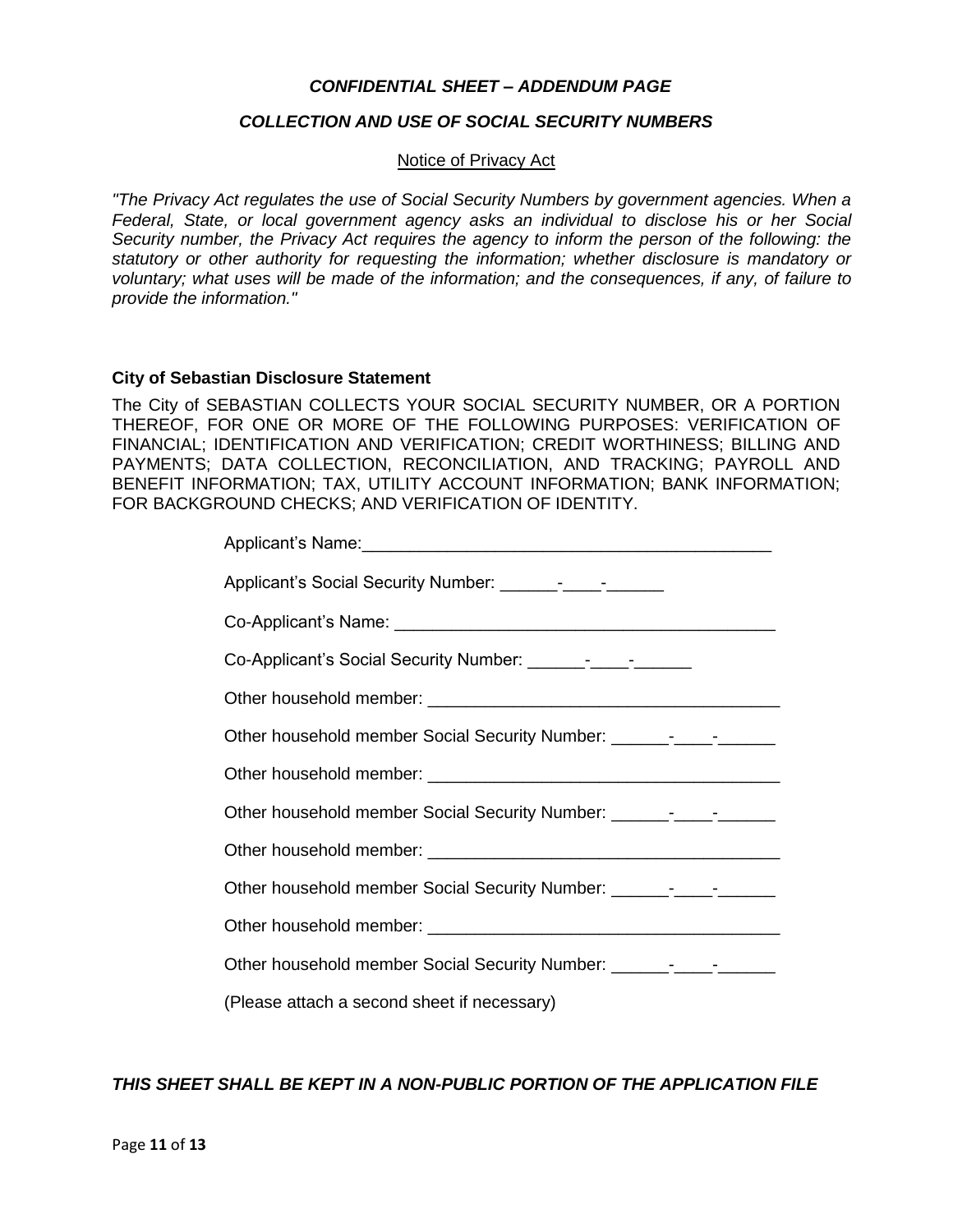***CONFIDENTIAL SHEET – ADDENDUM PAGE***

***COLLECTION AND USE OF SOCIAL SECURITY NUMBERS***

<u>Notice of Privacy Act</u>

*"The Privacy Act regulates the use of Social Security Numbers by government agencies. When a Federal, State, or local government agency asks an individual to disclose his or her Social Security number, the Privacy Act requires the agency to inform the person of the following: the statutory or other authority for requesting the information; whether disclosure is mandatory or voluntary; what uses will be made of the information; and the consequences, if any, of failure to provide the information."*

**City of Sebastian Disclosure Statement**

The City of SEBASTIAN COLLECTS YOUR SOCIAL SECURITY NUMBER, OR A PORTION THEREOF, FOR ONE OR MORE OF THE FOLLOWING PURPOSES: VERIFICATION OF FINANCIAL; IDENTIFICATION AND VERIFICATION; CREDIT WORTHINESS; BILLING AND PAYMENTS; DATA COLLECTION, RECONCILIATION, AND TRACKING; PAYROLL AND BENEFIT INFORMATION; TAX, UTILITY ACCOUNT INFORMATION; BANK INFORMATION; FOR BACKGROUND CHECKS; AND VERIFICATION OF IDENTITY.

Applicant's Name:_____________________________________________

Applicant's Social Security Number: ______-____-______

Co-Applicant's Name: ________________________________________

Co-Applicant's Social Security Number: ______-____-______

Other household member: _____________________________________

Other household member Social Security Number: ______-____-______

Other household member: _____________________________________

Other household member Social Security Number: ______-____-______

Other household member: _____________________________________

Other household member Social Security Number: ______-____-______

Other household member: _____________________________________

Other household member Social Security Number: ______-____-______

(Please attach a second sheet if necessary)

***THIS SHEET SHALL BE KEPT IN A NON-PUBLIC PORTION OF THE APPLICATION FILE***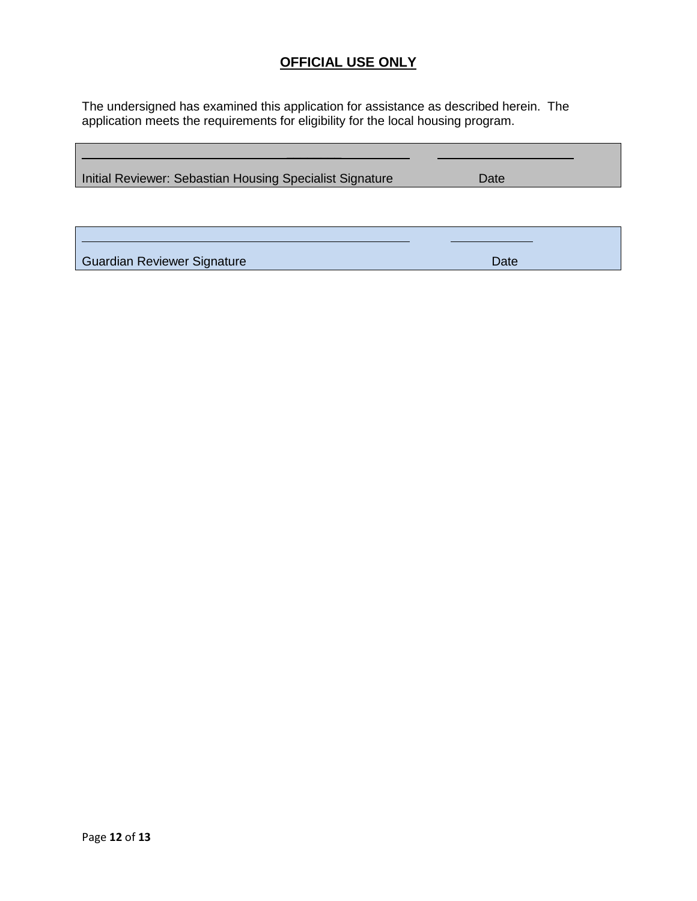**OFFICIAL USE ONLY**

The undersigned has examined this application for assistance as described herein. The application meets the requirements for eligibility for the local housing program.

| ______________________________________________ | ____________________ |
|---|---|
| Initial Reviewer: Sebastian Housing Specialist Signature | Date |

| ______________________________________________ | ____________ |
|---|---|
| Guardian Reviewer Signature | Date |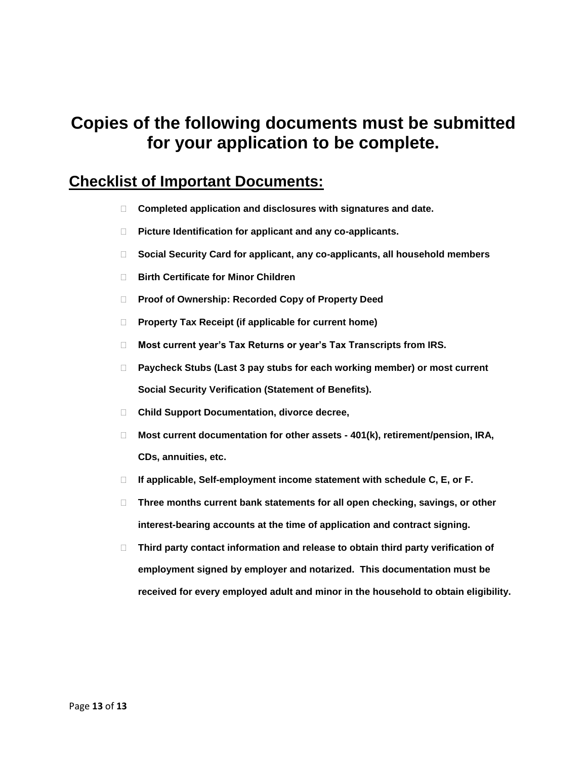# Copies of the following documents must be submitted for your application to be complete.

## Checklist of Important Documents:

- **Completed application and disclosures with signatures and date.**
- **Picture Identification for applicant and any co-applicants.**
- **Social Security Card for applicant, any co-applicants, all household members**
- **Birth Certificate for Minor Children**
- **Proof of Ownership: Recorded Copy of Property Deed**
- **Property Tax Receipt (if applicable for current home)**
- **Most current year's Tax Returns or year's Tax Transcripts from IRS.**
- **Paycheck Stubs (Last 3 pay stubs for each working member) or most current Social Security Verification (Statement of Benefits).**
- **Child Support Documentation, divorce decree,**
- **Most current documentation for other assets - 401(k), retirement/pension, IRA, CDs, annuities, etc.**
- **If applicable, Self-employment income statement with schedule C, E, or F.**
- **Three months current bank statements for all open checking, savings, or other interest-bearing accounts at the time of application and contract signing.**
- **Third party contact information and release to obtain third party verification of employment signed by employer and notarized. This documentation must be received for every employed adult and minor in the household to obtain eligibility.**